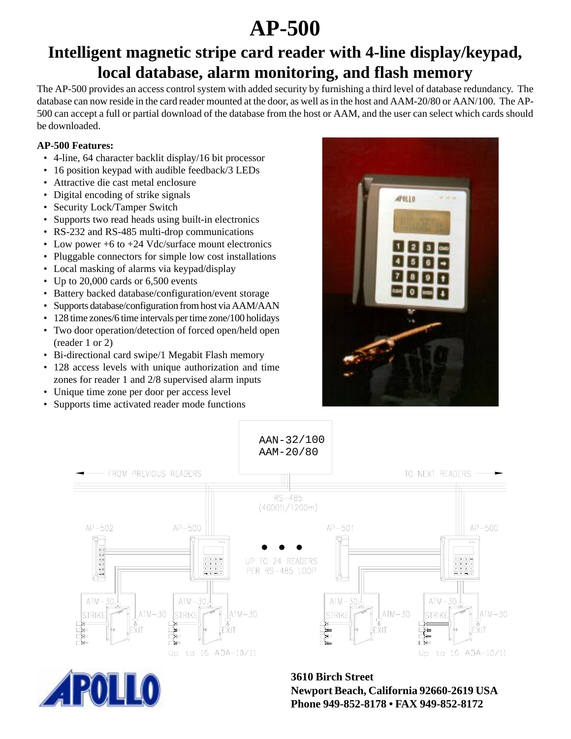# AP-500

## Intelligent magnetic stripe card reader with 4-line display/keypad, local database, alarm monitoring, and flash memory

The AP-500 provides an access control system with added security by furnishing a third level of database redundancy. The database can now reside in the card reader mounted at the door, as well as in the host and AAM-20/80 or AAN/100. The AP-500 can accept a full or partial download of the database from the host or AAM, and the user can select which cards should be downloaded.

**AP-500 Features:**

- 4-line, 64 character backlit display/16 bit processor
- 16 position keypad with audible feedback/3 LEDs
- Attractive die cast metal enclosure
- Digital encoding of strike signals
- Security Lock/Tamper Switch
- Supports two read heads using built-in electronics
- RS-232 and RS-485 multi-drop communications
- Low power +6 to +24 Vdc/surface mount electronics
- Pluggable connectors for simple low cost installations
- Local masking of alarms via keypad/display
- Up to 20,000 cards or 6,500 events
- Battery backed database/configuration/event storage
- Supports database/configuration from host via AAM/AAN
- 128 time zones/6 time intervals per time zone/100 holidays
- Two door operation/detection of forced open/held open (reader 1 or 2)
- Bi-directional card swipe/1 Megabit Flash memory
- 128 access levels with unique authorization and time zones for reader 1 and 2/8 supervised alarm inputs
- Unique time zone per door per access level
- Supports time activated reader mode functions

AAN-32/100
AAM-20/80

FROM PREVIOUS READERS — TO NEXT READERS

RS-485 (4000ft/1200m)

AP-502 · AP-500 · AP-501 · AP-500

UP TO 24 READERS PER RS-485 LOOP

ATM-30 · STRIKE · EXIT

Up to 16 ADA-10/11

**3610 Birch Street**
**Newport Beach, California 92660-2619 USA**
**Phone 949-852-8178 • FAX 949-852-8172**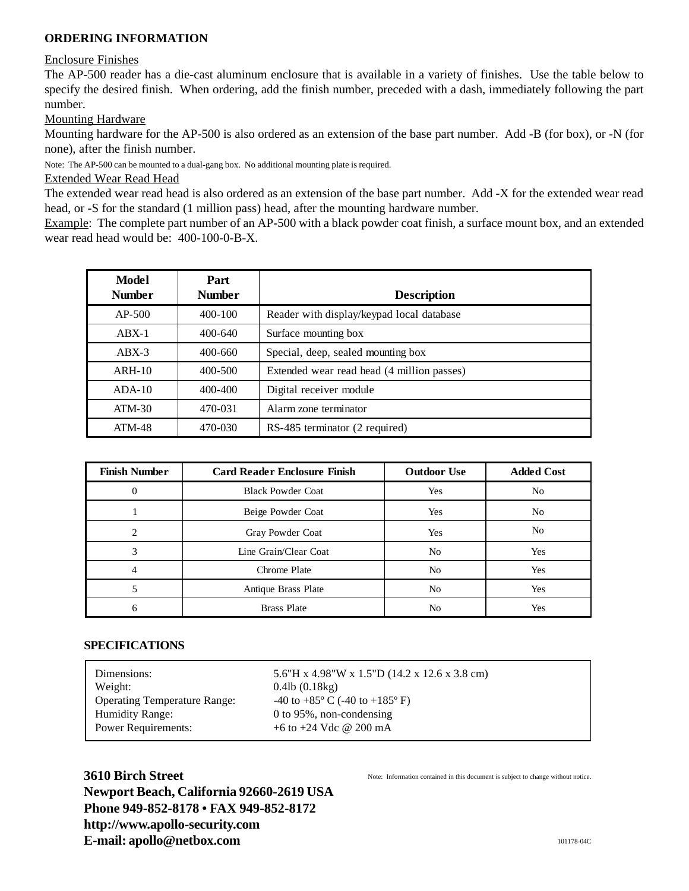## ORDERING INFORMATION

Enclosure Finishes

The AP-500 reader has a die-cast aluminum enclosure that is available in a variety of finishes. Use the table below to specify the desired finish. When ordering, add the finish number, preceded with a dash, immediately following the part number.

Mounting Hardware

Mounting hardware for the AP-500 is also ordered as an extension of the base part number. Add -B (for box), or -N (for none), after the finish number.

Note: The AP-500 can be mounted to a dual-gang box. No additional mounting plate is required.

Extended Wear Read Head

The extended wear read head is also ordered as an extension of the base part number. Add -X for the extended wear read head, or -S for the standard (1 million pass) head, after the mounting hardware number.

Example: The complete part number of an AP-500 with a black powder coat finish, a surface mount box, and an extended wear read head would be: 400-100-0-B-X.

| Model Number | Part Number | Description |
|---|---|---|
| AP-500 | 400-100 | Reader with display/keypad local database |
| ABX-1 | 400-640 | Surface mounting box |
| ABX-3 | 400-660 | Special, deep, sealed mounting box |
| ARH-10 | 400-500 | Extended wear read head (4 million passes) |
| ADA-10 | 400-400 | Digital receiver module |
| ATM-30 | 470-031 | Alarm zone terminator |
| ATM-48 | 470-030 | RS-485 terminator (2 required) |

| Finish Number | Card Reader Enclosure Finish | Outdoor Use | Added Cost |
|---|---|---|---|
| 0 | Black Powder Coat | Yes | No |
| 1 | Beige Powder Coat | Yes | No |
| 2 | Gray Powder Coat | Yes | No |
| 3 | Line Grain/Clear Coat | No | Yes |
| 4 | Chrome Plate | No | Yes |
| 5 | Antique Brass Plate | No | Yes |
| 6 | Brass Plate | No | Yes |

## SPECIFICATIONS

| | |
|---|---|
| Dimensions: | 5.6"H x 4.98"W x 1.5"D (14.2 x 12.6 x 3.8 cm) |
| Weight: | 0.4lb (0.18kg) |
| Operating Temperature Range: | -40 to +85º C (-40 to +185º F) |
| Humidity Range: | 0 to 95%, non-condensing |
| Power Requirements: | +6 to +24 Vdc @ 200 mA |

**3610 Birch Street**
**Newport Beach, California 92660-2619 USA**
**Phone 949-852-8178 • FAX 949-852-8172**
**http://www.apollo-security.com**
**E-mail: apollo@netbox.com**

Note: Information contained in this document is subject to change without notice.

101178-04C